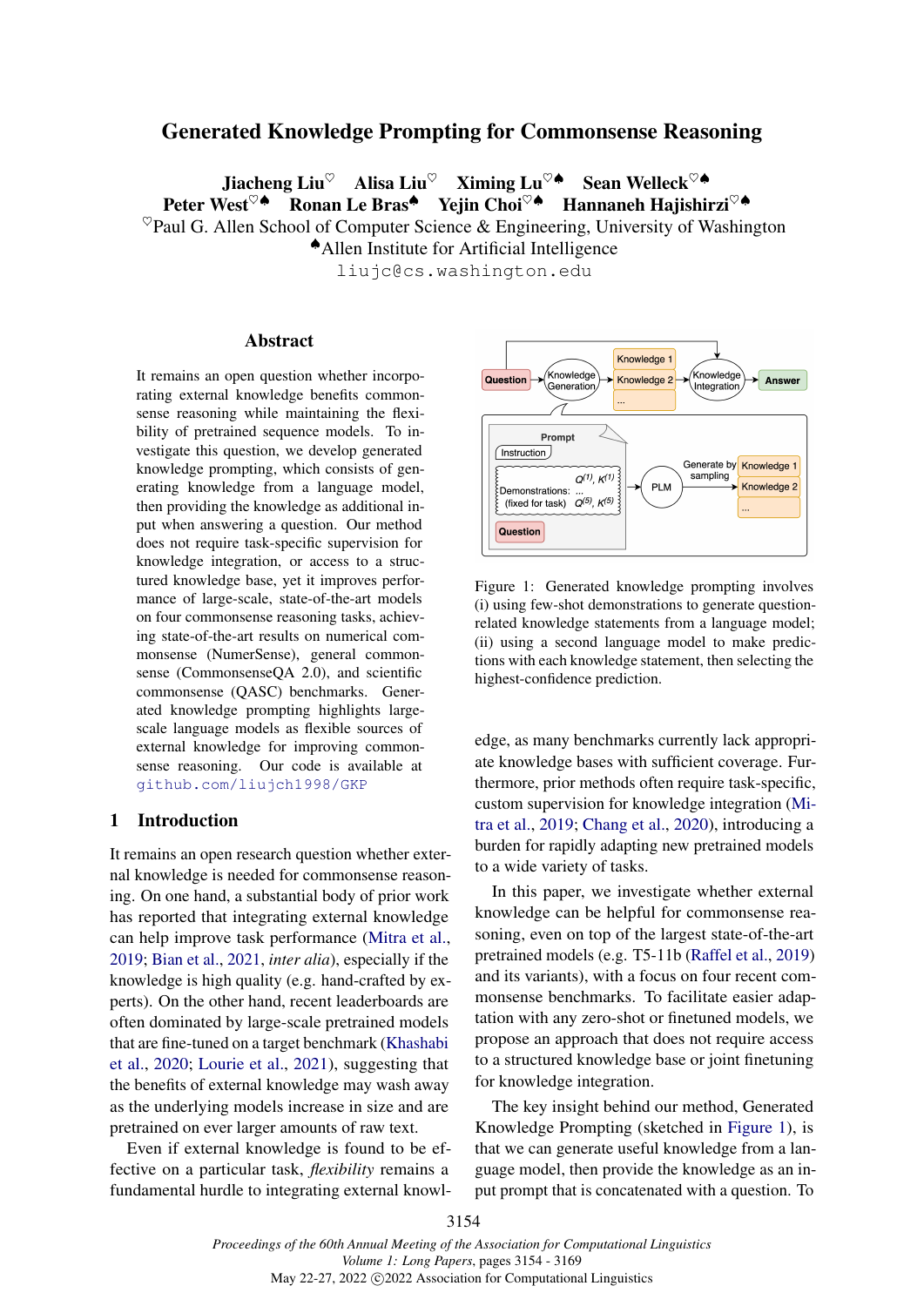# Generated Knowledge Prompting for Commonsense Reasoning

**Jiacheng Liu**[♡] **Alisa Liu**[♡] **Ximing Lu**[♡♠] **Sean Welleck**[♡♠]
**Peter West**[♡♠] **Ronan Le Bras**[♠] **Yejin Choi**[♡♠] **Hannaneh Hajishirzi**[♡♠]

[♡]Paul G. Allen School of Computer Science & Engineering, University of Washington
[♠]Allen Institute for Artificial Intelligence
liujc@cs.washington.edu

## Abstract

It remains an open question whether incorporating external knowledge benefits commonsense reasoning while maintaining the flexibility of pretrained sequence models. To investigate this question, we develop generated knowledge prompting, which consists of generating knowledge from a language model, then providing the knowledge as additional input when answering a question. Our method does not require task-specific supervision for knowledge integration, or access to a structured knowledge base, yet it improves performance of large-scale, state-of-the-art models on four commonsense reasoning tasks, achieving state-of-the-art results on numerical commonsense (NumerSense), general commonsense (CommonsenseQA 2.0), and scientific commonsense (QASC) benchmarks. Generated knowledge prompting highlights large-scale language models as flexible sources of external knowledge for improving commonsense reasoning. Our code is available at github.com/liujch1998/GKP

Figure 1: Generated knowledge prompting involves (i) using few-shot demonstrations to generate question-related knowledge statements from a language model; (ii) using a second language model to make predictions with each knowledge statement, then selecting the highest-confidence prediction.

## 1 Introduction

It remains an open research question whether external knowledge is needed for commonsense reasoning. On one hand, a substantial body of prior work has reported that integrating external knowledge can help improve task performance (Mitra et al., 2019; Bian et al., 2021, *inter alia*), especially if the knowledge is high quality (e.g. hand-crafted by experts). On the other hand, recent leaderboards are often dominated by large-scale pretrained models that are fine-tuned on a target benchmark (Khashabi et al., 2020; Lourie et al., 2021), suggesting that the benefits of external knowledge may wash away as the underlying models increase in size and are pretrained on ever larger amounts of raw text.

Even if external knowledge is found to be effective on a particular task, *flexibility* remains a fundamental hurdle to integrating external knowledge, as many benchmarks currently lack appropriate knowledge bases with sufficient coverage. Furthermore, prior methods often require task-specific, custom supervision for knowledge integration (Mitra et al., 2019; Chang et al., 2020), introducing a burden for rapidly adapting new pretrained models to a wide variety of tasks.

In this paper, we investigate whether external knowledge can be helpful for commonsense reasoning, even on top of the largest state-of-the-art pretrained models (e.g. T5-11b (Raffel et al., 2019) and its variants), with a focus on four recent commonsense benchmarks. To facilitate easier adaptation with any zero-shot or finetuned models, we propose an approach that does not require access to a structured knowledge base or joint finetuning for knowledge integration.

The key insight behind our method, Generated Knowledge Prompting (sketched in Figure 1), is that we can generate useful knowledge from a language model, then provide the knowledge as an input prompt that is concatenated with a question. To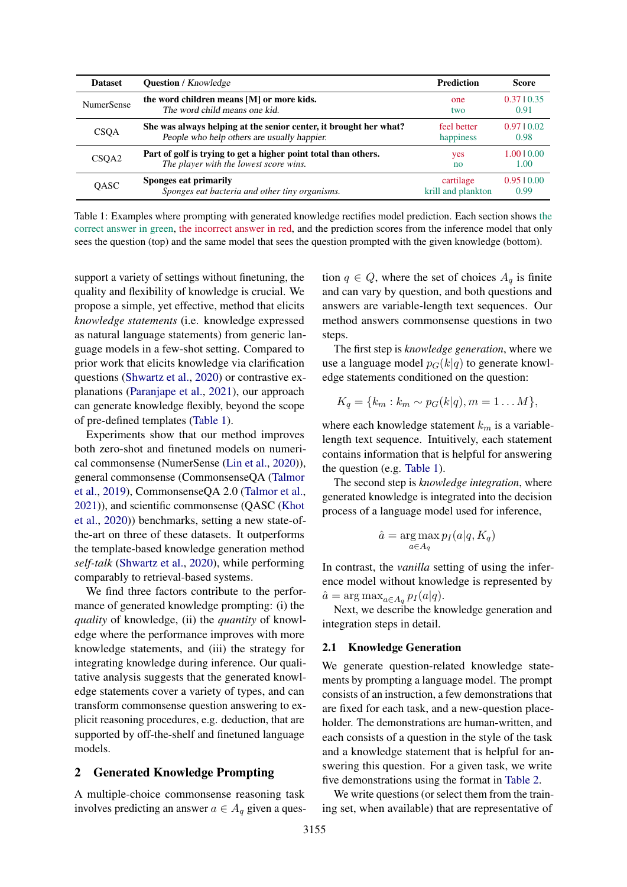| Dataset | Question / *Knowledge* | Prediction | Score |
|---|---|---|---|
| NumerSense | **the word children means [M] or more kids.**<br>*The word child means one kid.* | one<br>two | 0.37 \| 0.35<br>0.91 |
| CSQA | **She was always helping at the senior center, it brought her what?**<br>*People who help others are usually happier.* | feel better<br>happiness | 0.97 \| 0.02<br>0.98 |
| CSQA2 | **Part of golf is trying to get a higher point total than others.**<br>*The player with the lowest score wins.* | yes<br>no | 1.00 \| 0.00<br>1.00 |
| QASC | **Sponges eat primarily**<br>*Sponges eat bacteria and other tiny organisms.* | cartilage<br>krill and plankton | 0.95 \| 0.00<br>0.99 |

Table 1: Examples where prompting with generated knowledge rectifies model prediction. Each section shows the correct answer in green, the incorrect answer in red, and the prediction scores from the inference model that only sees the question (top) and the same model that sees the question prompted with the given knowledge (bottom).

support a variety of settings without finetuning, the quality and flexibility of knowledge is crucial. We propose a simple, yet effective, method that elicits *knowledge statements* (i.e. knowledge expressed as natural language statements) from generic language models in a few-shot setting. Compared to prior work that elicits knowledge via clarification questions (Shwartz et al., 2020) or contrastive explanations (Paranjape et al., 2021), our approach can generate knowledge flexibly, beyond the scope of pre-defined templates (Table 1).

Experiments show that our method improves both zero-shot and finetuned models on numerical commonsense (NumerSense (Lin et al., 2020)), general commonsense (CommonsenseQA (Talmor et al., 2019), CommonsenseQA 2.0 (Talmor et al., 2021)), and scientific commonsense (QASC (Khot et al., 2020)) benchmarks, setting a new state-of-the-art on three of these datasets. It outperforms the template-based knowledge generation method *self-talk* (Shwartz et al., 2020), while performing comparably to retrieval-based systems.

We find three factors contribute to the performance of generated knowledge prompting: (i) the *quality* of knowledge, (ii) the *quantity* of knowledge where the performance improves with more knowledge statements, and (iii) the strategy for integrating knowledge during inference. Our qualitative analysis suggests that the generated knowledge statements cover a variety of types, and can transform commonsense question answering to explicit reasoning procedures, e.g. deduction, that are supported by off-the-shelf and finetuned language models.

## 2 Generated Knowledge Prompting

A multiple-choice commonsense reasoning task involves predicting an answer $a \in A_q$ given a question $q \in Q$, where the set of choices $A_q$ is finite and can vary by question, and both questions and answers are variable-length text sequences. Our method answers commonsense questions in two steps.

The first step is *knowledge generation*, where we use a language model $p_G(k|q)$ to generate knowledge statements conditioned on the question:

$$K_q = \{k_m : k_m \sim p_G(k|q), m = 1 \ldots M\},$$

where each knowledge statement $k_m$ is a variable-length text sequence. Intuitively, each statement contains information that is helpful for answering the question (e.g. Table 1).

The second step is *knowledge integration*, where generated knowledge is integrated into the decision process of a language model used for inference,

$$\hat{a} = \arg\max_{a \in A_q} p_I(a|q, K_q)$$

In contrast, the *vanilla* setting of using the inference model without knowledge is represented by $\hat{a} = \arg\max_{a \in A_q} p_I(a|q)$.

Next, we describe the knowledge generation and integration steps in detail.

### 2.1 Knowledge Generation

We generate question-related knowledge statements by prompting a language model. The prompt consists of an instruction, a few demonstrations that are fixed for each task, and a new-question placeholder. The demonstrations are human-written, and each consists of a question in the style of the task and a knowledge statement that is helpful for answering this question. For a given task, we write five demonstrations using the format in Table 2.

We write questions (or select them from the training set, when available) that are representative of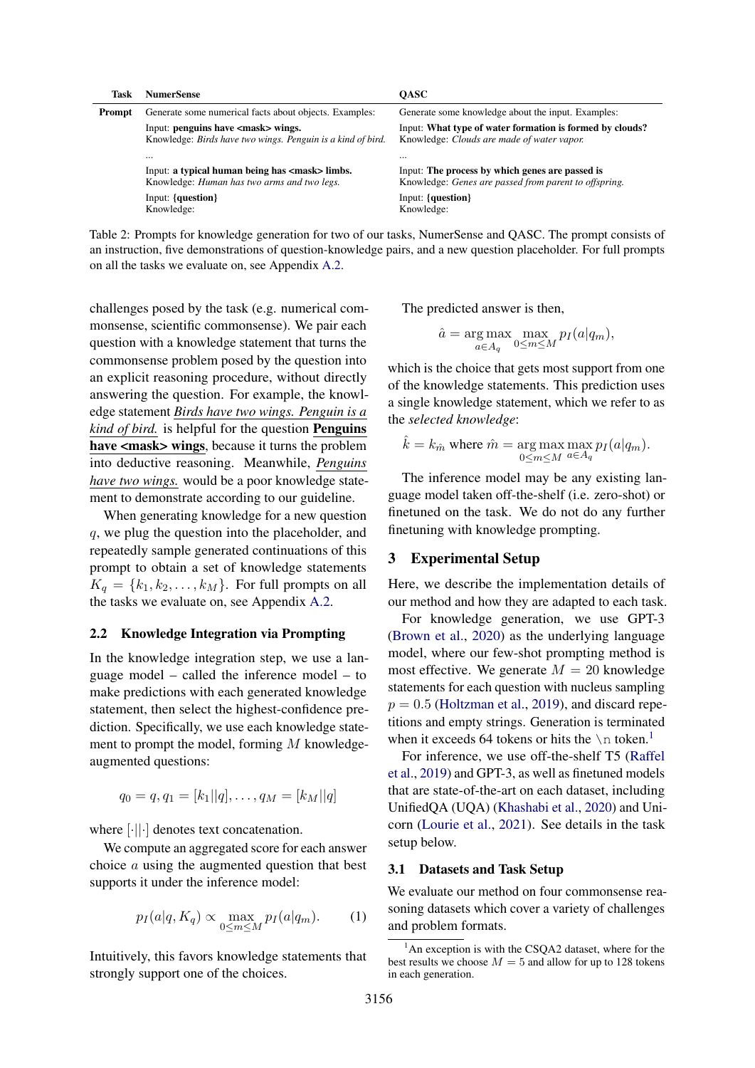| Task | NumerSense | QASC |
|---|---|---|
| **Prompt** | Generate some numerical facts about objects. Examples: | Generate some knowledge about the input. Examples: |
| | Input: **penguins have <mask> wings.**<br>Knowledge: *Birds have two wings. Penguin is a kind of bird.* | Input: **What type of water formation is formed by clouds?**<br>Knowledge: *Clouds are made of water vapor.* |
| | ... | ... |
| | Input: **a typical human being has <mask> limbs.**<br>Knowledge: *Human has two arms and two legs.* | Input: **The process by which genes are passed is**<br>Knowledge: *Genes are passed from parent to offspring.* |
| | Input: **{question}**<br>Knowledge: | Input: **{question}**<br>Knowledge: |

Table 2: Prompts for knowledge generation for two of our tasks, NumerSense and QASC. The prompt consists of an instruction, five demonstrations of question-knowledge pairs, and a new question placeholder. For full prompts on all the tasks we evaluate on, see Appendix A.2.

challenges posed by the task (e.g. numerical commonsense, scientific commonsense). We pair each question with a knowledge statement that turns the commonsense problem posed by the question into an explicit reasoning procedure, without directly answering the question. For example, the knowledge statement *Birds have two wings. Penguin is a kind of bird.* is helpful for the question **Penguins have <mask> wings**, because it turns the problem into deductive reasoning. Meanwhile, *Penguins have two wings.* would be a poor knowledge statement to demonstrate according to our guideline.

When generating knowledge for a new question $q$, we plug the question into the placeholder, and repeatedly sample generated continuations of this prompt to obtain a set of knowledge statements $K_q = \{k_1, k_2, \ldots, k_M\}$. For full prompts on all the tasks we evaluate on, see Appendix A.2.

### 2.2 Knowledge Integration via Prompting

In the knowledge integration step, we use a language model – called the inference model – to make predictions with each generated knowledge statement, then select the highest-confidence prediction. Specifically, we use each knowledge statement to prompt the model, forming $M$ knowledge-augmented questions:

$$q_0 = q, q_1 = [k_1||q], \ldots, q_M = [k_M||q]$$

where $[\cdot||\cdot]$ denotes text concatenation.

We compute an aggregated score for each answer choice $a$ using the augmented question that best supports it under the inference model:

$$p_I(a|q, K_q) \propto \max_{0 \le m \le M} p_I(a|q_m). \tag{1}$$

Intuitively, this favors knowledge statements that strongly support one of the choices.

The predicted answer is then,

$$\hat{a} = \arg\max_{a \in A_q} \max_{0 \le m \le M} p_I(a|q_m),$$

which is the choice that gets most support from one of the knowledge statements. This prediction uses a single knowledge statement, which we refer to as the *selected knowledge*:

$$\hat{k} = k_{\hat{m}} \text{ where } \hat{m} = \arg\max_{0 \le m \le M} \max_{a \in A_q} p_I(a|q_m).$$

The inference model may be any existing language model taken off-the-shelf (i.e. zero-shot) or finetuned on the task. We do not do any further finetuning with knowledge prompting.

## 3 Experimental Setup

Here, we describe the implementation details of our method and how they are adapted to each task.

For knowledge generation, we use GPT-3 (Brown et al., 2020) as the underlying language model, where our few-shot prompting method is most effective. We generate $M = 20$ knowledge statements for each question with nucleus sampling $p = 0.5$ (Holtzman et al., 2019), and discard repetitions and empty strings. Generation is terminated when it exceeds 64 tokens or hits the \n token.[1]

For inference, we use off-the-shelf T5 (Raffel et al., 2019) and GPT-3, as well as finetuned models that are state-of-the-art on each dataset, including UnifiedQA (UQA) (Khashabi et al., 2020) and Unicorn (Lourie et al., 2021). See details in the task setup below.

### 3.1 Datasets and Task Setup

We evaluate our method on four commonsense reasoning datasets which cover a variety of challenges and problem formats.

[1] An exception is with the CSQA2 dataset, where for the best results we choose $M = 5$ and allow for up to 128 tokens in each generation.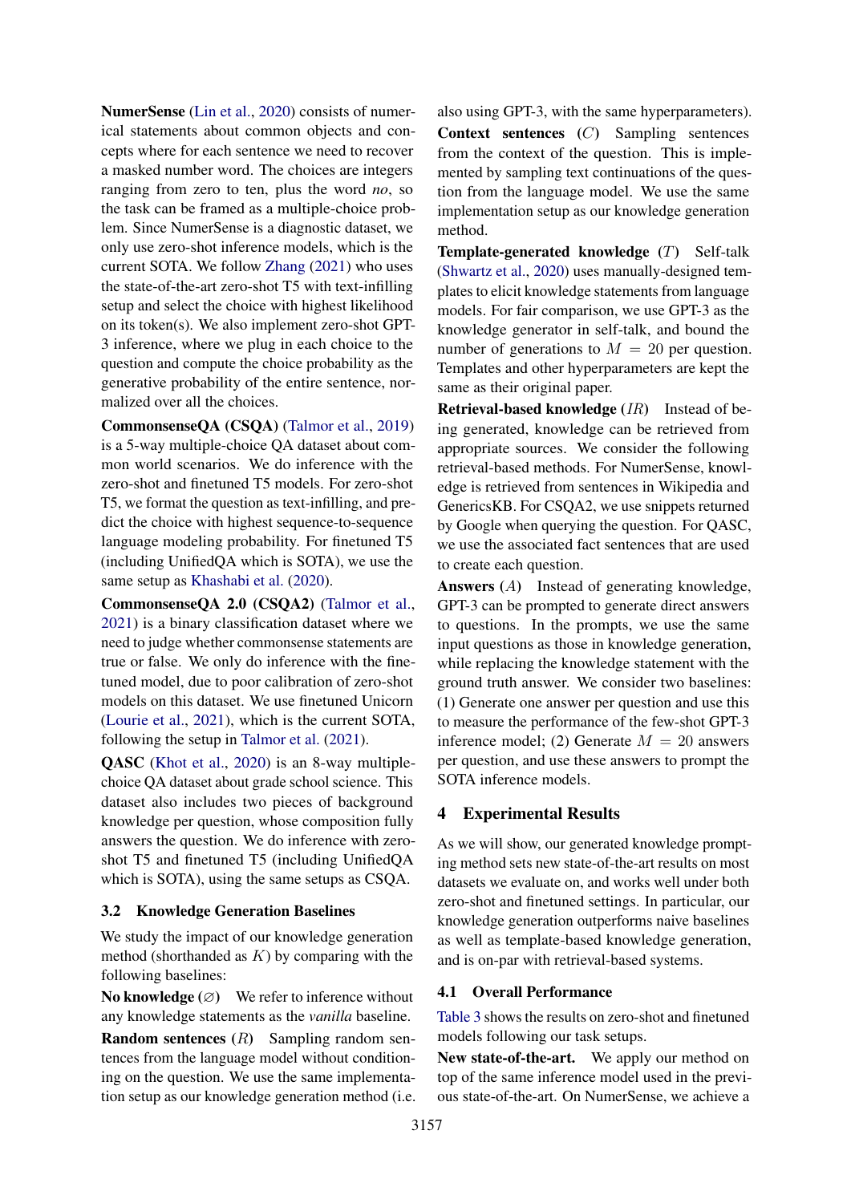**NumerSense** (Lin et al., 2020) consists of numerical statements about common objects and concepts where for each sentence we need to recover a masked number word. The choices are integers ranging from zero to ten, plus the word *no*, so the task can be framed as a multiple-choice problem. Since NumerSense is a diagnostic dataset, we only use zero-shot inference models, which is the current SOTA. We follow Zhang (2021) who uses the state-of-the-art zero-shot T5 with text-infilling setup and select the choice with highest likelihood on its token(s). We also implement zero-shot GPT-3 inference, where we plug in each choice to the question and compute the choice probability as the generative probability of the entire sentence, normalized over all the choices.

**CommonsenseQA (CSQA)** (Talmor et al., 2019) is a 5-way multiple-choice QA dataset about common world scenarios. We do inference with the zero-shot and finetuned T5 models. For zero-shot T5, we format the question as text-infilling, and predict the choice with highest sequence-to-sequence language modeling probability. For finetuned T5 (including UnifiedQA which is SOTA), we use the same setup as Khashabi et al. (2020).

**CommonsenseQA 2.0 (CSQA2)** (Talmor et al., 2021) is a binary classification dataset where we need to judge whether commonsense statements are true or false. We only do inference with the finetuned model, due to poor calibration of zero-shot models on this dataset. We use finetuned Unicorn (Lourie et al., 2021), which is the current SOTA, following the setup in Talmor et al. (2021).

**QASC** (Khot et al., 2020) is an 8-way multiple-choice QA dataset about grade school science. This dataset also includes two pieces of background knowledge per question, whose composition fully answers the question. We do inference with zero-shot T5 and finetuned T5 (including UnifiedQA which is SOTA), using the same setups as CSQA.

### 3.2 Knowledge Generation Baselines

We study the impact of our knowledge generation method (shorthanded as $K$) by comparing with the following baselines:

**No knowledge** ($\varnothing$) We refer to inference without any knowledge statements as the *vanilla* baseline.

**Random sentences** ($R$) Sampling random sentences from the language model without conditioning on the question. We use the same implementation setup as our knowledge generation method (i.e. also using GPT-3, with the same hyperparameters).

**Context sentences** ($C$) Sampling sentences from the context of the question. This is implemented by sampling text continuations of the question from the language model. We use the same implementation setup as our knowledge generation method.

**Template-generated knowledge** ($T$) Self-talk (Shwartz et al., 2020) uses manually-designed templates to elicit knowledge statements from language models. For fair comparison, we use GPT-3 as the knowledge generator in self-talk, and bound the number of generations to $M = 20$ per question. Templates and other hyperparameters are kept the same as their original paper.

**Retrieval-based knowledge** ($IR$) Instead of being generated, knowledge can be retrieved from appropriate sources. We consider the following retrieval-based methods. For NumerSense, knowledge is retrieved from sentences in Wikipedia and GenericsKB. For CSQA2, we use snippets returned by Google when querying the question. For QASC, we use the associated fact sentences that are used to create each question.

**Answers** ($A$) Instead of generating knowledge, GPT-3 can be prompted to generate direct answers to questions. In the prompts, we use the same input questions as those in knowledge generation, while replacing the knowledge statement with the ground truth answer. We consider two baselines: (1) Generate one answer per question and use this to measure the performance of the few-shot GPT-3 inference model; (2) Generate $M = 20$ answers per question, and use these answers to prompt the SOTA inference models.

## 4 Experimental Results

As we will show, our generated knowledge prompting method sets new state-of-the-art results on most datasets we evaluate on, and works well under both zero-shot and finetuned settings. In particular, our knowledge generation outperforms naive baselines as well as template-based knowledge generation, and is on-par with retrieval-based systems.

### 4.1 Overall Performance

Table 3 shows the results on zero-shot and finetuned models following our task setups.

**New state-of-the-art.** We apply our method on top of the same inference model used in the previous state-of-the-art. On NumerSense, we achieve a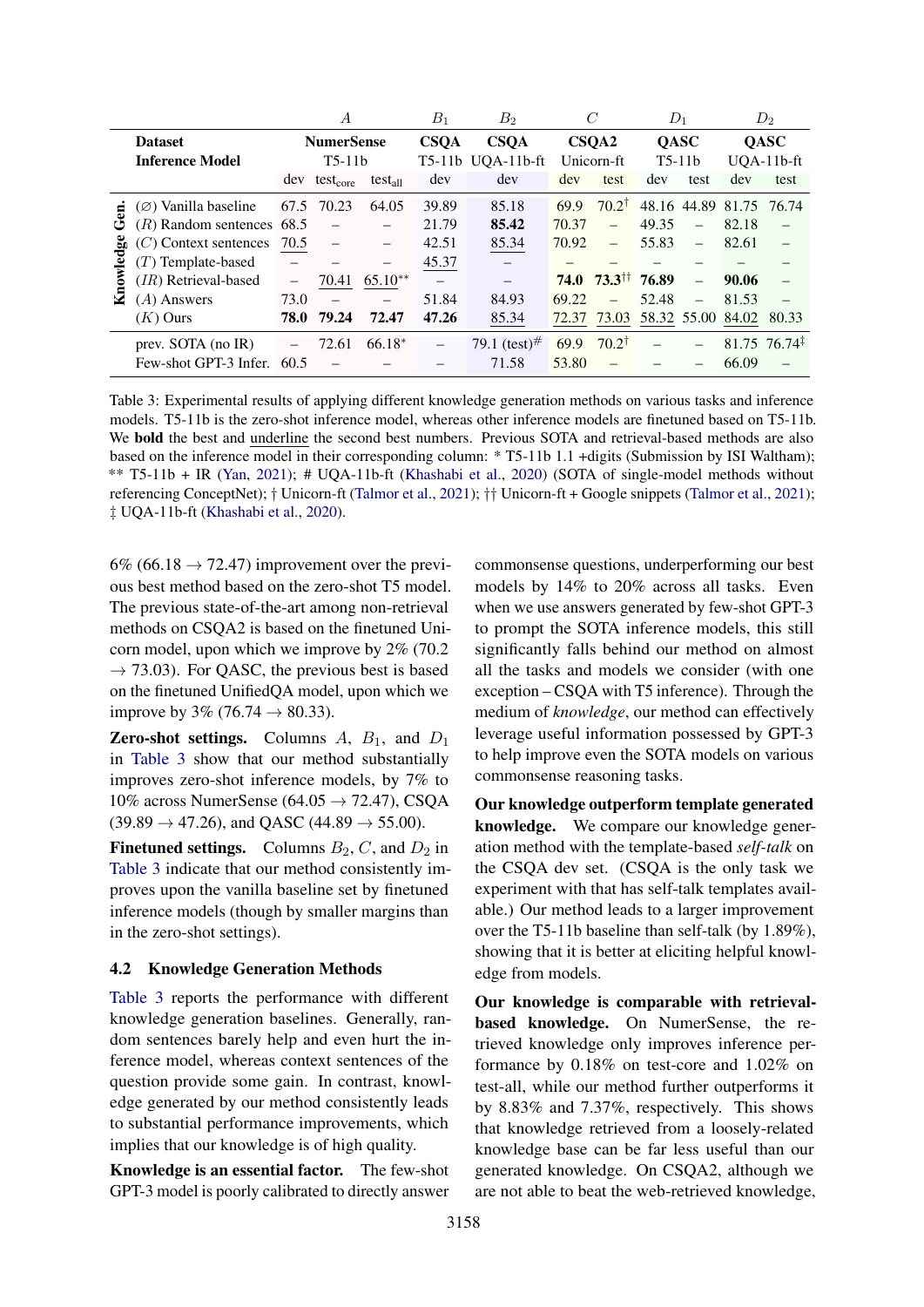| | | *A* | | | $B_1$ | $B_2$ | *C* | | $D_1$ | | $D_2$ | |
|---|---|---|---|---|---|---|---|---|---|---|---|---|
| | **Dataset** | **NumerSense** | | | **CSQA** | **CSQA** | **CSQA2** | | **QASC** | | **QASC** | |
| | **Inference Model** | T5-11b | | | T5-11b | UQA-11b-ft | Unicorn-ft | | T5-11b | | UQA-11b-ft | |
| | | dev | $\text{test}_{\text{core}}$ | $\text{test}_{\text{all}}$ | dev | dev | dev | test | dev | test | dev | test |
| **Knowledge Gen.** | (∅) Vanilla baseline | 67.5 | 70.23 | 64.05 | 39.89 | 85.18 | 69.9 | 70.2† | 48.16 | 44.89 | 81.75 | 76.74 |
| | (*R*) Random sentences | 68.5 | – | – | 21.79 | **85.42** | 70.37 | – | 49.35 | – | 82.18 | – |
| | (*C*) Context sentences | <u>70.5</u> | – | – | 42.51 | <u>85.34</u> | 70.92 | – | 55.83 | – | 82.61 | – |
| | (*T*) Template-based | – | – | – | <u>45.37</u> | – | – | – | – | – | – | – |
| | (*IR*) Retrieval-based | – | <u>70.41</u> | <u>65.10**</u> | – | – | **74.0** | **73.3††** | **76.89** | – | **90.06** | – |
| | (*A*) Answers | 73.0 | – | – | 51.84 | 84.93 | 69.22 | – | 52.48 | – | 81.53 | – |
| | (*K*) Ours | **78.0** | **79.24** | **72.47** | **47.26** | <u>85.34</u> | <u>72.37</u> | <u>73.03</u> | <u>58.32</u> | 55.00 | <u>84.02</u> | 80.33 |
| | prev. SOTA (no IR) | – | 72.61 | 66.18* | – | 79.1 (test)# | 69.9 | 70.2† | – | – | 81.75 | 76.74‡ |
| | Few-shot GPT-3 Infer. | 60.5 | – | – | – | 71.58 | 53.80 | – | – | – | 66.09 | – |

Table 3: Experimental results of applying different knowledge generation methods on various tasks and inference models. T5-11b is the zero-shot inference model, whereas other inference models are finetuned based on T5-11b. We **bold** the best and <u>underline</u> the second best numbers. Previous SOTA and retrieval-based methods are also based on the inference model in their corresponding column: * T5-11b 1.1 +digits (Submission by ISI Waltham); ** T5-11b + IR (Yan, 2021); # UQA-11b-ft (Khashabi et al., 2020) (SOTA of single-model methods without referencing ConceptNet); † Unicorn-ft (Talmor et al., 2021); †† Unicorn-ft + Google snippets (Talmor et al., 2021); ‡ UQA-11b-ft (Khashabi et al., 2020).

6% (66.18 → 72.47) improvement over the previous best method based on the zero-shot T5 model. The previous state-of-the-art among non-retrieval methods on CSQA2 is based on the finetuned Unicorn model, upon which we improve by 2% (70.2 → 73.03). For QASC, the previous best is based on the finetuned UnifiedQA model, upon which we improve by 3% (76.74 → 80.33).

**Zero-shot settings.** Columns $A$, $B_1$, and $D_1$ in Table 3 show that our method substantially improves zero-shot inference models, by 7% to 10% across NumerSense (64.05 → 72.47), CSQA (39.89 → 47.26), and QASC (44.89 → 55.00).

**Finetuned settings.** Columns $B_2$, $C$, and $D_2$ in Table 3 indicate that our method consistently improves upon the vanilla baseline set by finetuned inference models (though by smaller margins than in the zero-shot settings).

### 4.2 Knowledge Generation Methods

Table 3 reports the performance with different knowledge generation baselines. Generally, random sentences barely help and even hurt the inference model, whereas context sentences of the question provide some gain. In contrast, knowledge generated by our method consistently leads to substantial performance improvements, which implies that our knowledge is of high quality.

**Knowledge is an essential factor.** The few-shot GPT-3 model is poorly calibrated to directly answer commonsense questions, underperforming our best models by 14% to 20% across all tasks. Even when we use answers generated by few-shot GPT-3 to prompt the SOTA inference models, this still significantly falls behind our method on almost all the tasks and models we consider (with one exception – CSQA with T5 inference). Through the medium of *knowledge*, our method can effectively leverage useful information possessed by GPT-3 to help improve even the SOTA models on various commonsense reasoning tasks.

**Our knowledge outperform template generated knowledge.** We compare our knowledge generation method with the template-based *self-talk* on the CSQA dev set. (CSQA is the only task we experiment with that has self-talk templates available.) Our method leads to a larger improvement over the T5-11b baseline than self-talk (by 1.89%), showing that it is better at eliciting helpful knowledge from models.

**Our knowledge is comparable with retrieval-based knowledge.** On NumerSense, the retrieved knowledge only improves inference performance by 0.18% on test-core and 1.02% on test-all, while our method further outperforms it by 8.83% and 7.37%, respectively. This shows that knowledge retrieved from a loosely-related knowledge base can be far less useful than our generated knowledge. On CSQA2, although we are not able to beat the web-retrieved knowledge,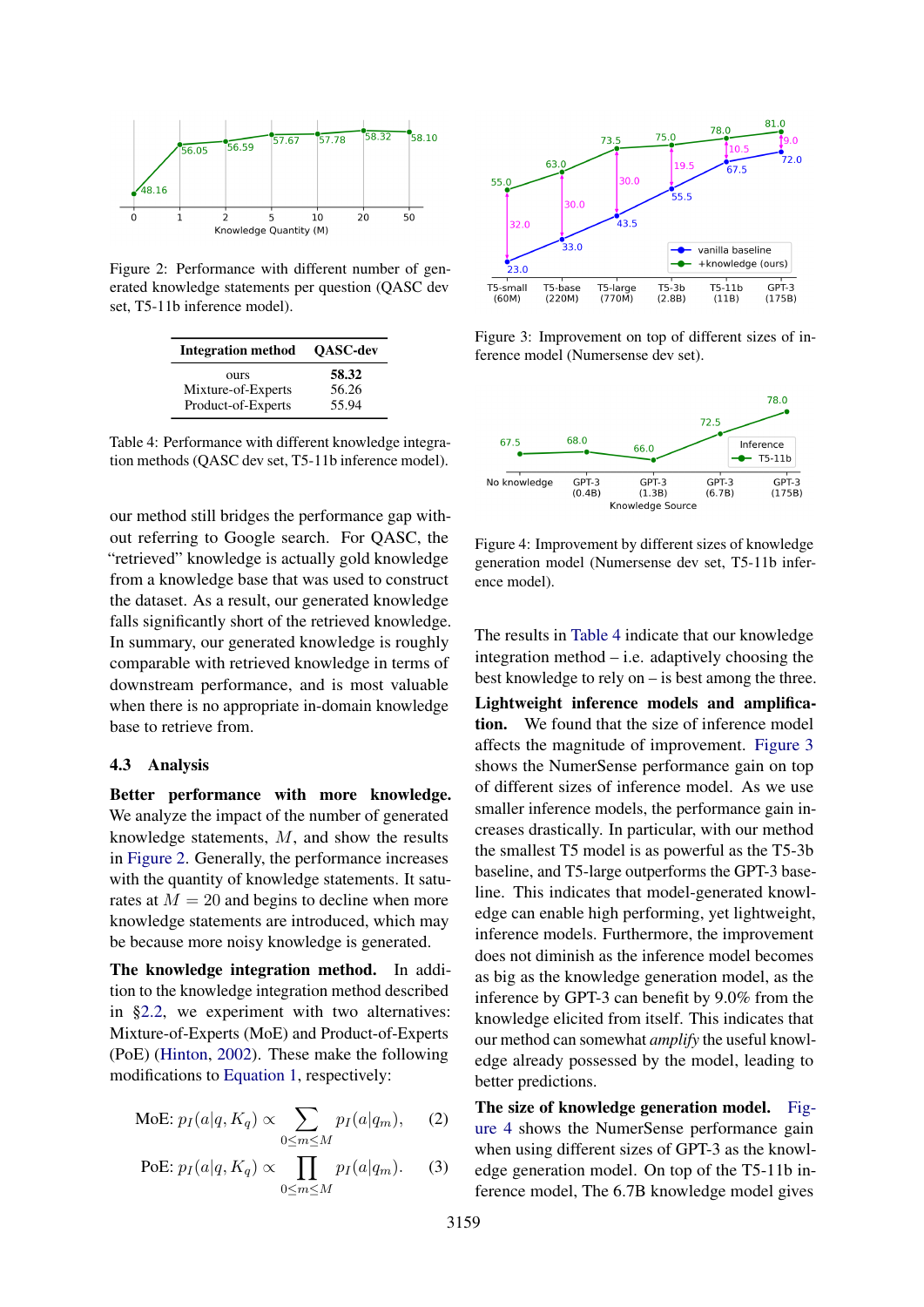Figure 2: Performance with different number of generated knowledge statements per question (QASC dev set, T5-11b inference model).

| Integration method | QASC-dev |
|---|---|
| ours | **58.32** |
| Mixture-of-Experts | 56.26 |
| Product-of-Experts | 55.94 |

Table 4: Performance with different knowledge integration methods (QASC dev set, T5-11b inference model).

our method still bridges the performance gap without referring to Google search. For QASC, the "retrieved" knowledge is actually gold knowledge from a knowledge base that was used to construct the dataset. As a result, our generated knowledge falls significantly short of the retrieved knowledge. In summary, our generated knowledge is roughly comparable with retrieved knowledge in terms of downstream performance, and is most valuable when there is no appropriate in-domain knowledge base to retrieve from.

### 4.3 Analysis

**Better performance with more knowledge.** We analyze the impact of the number of generated knowledge statements, $M$, and show the results in Figure 2. Generally, the performance increases with the quantity of knowledge statements. It saturates at $M = 20$ and begins to decline when more knowledge statements are introduced, which may be because more noisy knowledge is generated.

**The knowledge integration method.** In addition to the knowledge integration method described in §2.2, we experiment with two alternatives: Mixture-of-Experts (MoE) and Product-of-Experts (PoE) (Hinton, 2002). These make the following modifications to Equation 1, respectively:

$$\text{MoE: } p_I(a|q, K_q) \propto \sum_{0 \le m \le M} p_I(a|q_m), \quad (2)$$

$$\text{PoE: } p_I(a|q, K_q) \propto \prod_{0 \le m \le M} p_I(a|q_m). \quad (3)$$

Figure 3: Improvement on top of different sizes of inference model (Numersense dev set).

Figure 4: Improvement by different sizes of knowledge generation model (Numersense dev set, T5-11b inference model).

The results in Table 4 indicate that our knowledge integration method – i.e. adaptively choosing the best knowledge to rely on – is best among the three.

**Lightweight inference models and amplification.** We found that the size of inference model affects the magnitude of improvement. Figure 3 shows the NumerSense performance gain on top of different sizes of inference model. As we use smaller inference models, the performance gain increases drastically. In particular, with our method the smallest T5 model is as powerful as the T5-3b baseline, and T5-large outperforms the GPT-3 baseline. This indicates that model-generated knowledge can enable high performing, yet lightweight, inference models. Furthermore, the improvement does not diminish as the inference model becomes as big as the knowledge generation model, as the inference by GPT-3 can benefit by 9.0% from the knowledge elicited from itself. This indicates that our method can somewhat *amplify* the useful knowledge already possessed by the model, leading to better predictions.

**The size of knowledge generation model.** Figure 4 shows the NumerSense performance gain when using different sizes of GPT-3 as the knowledge generation model. On top of the T5-11b inference model, The 6.7B knowledge model gives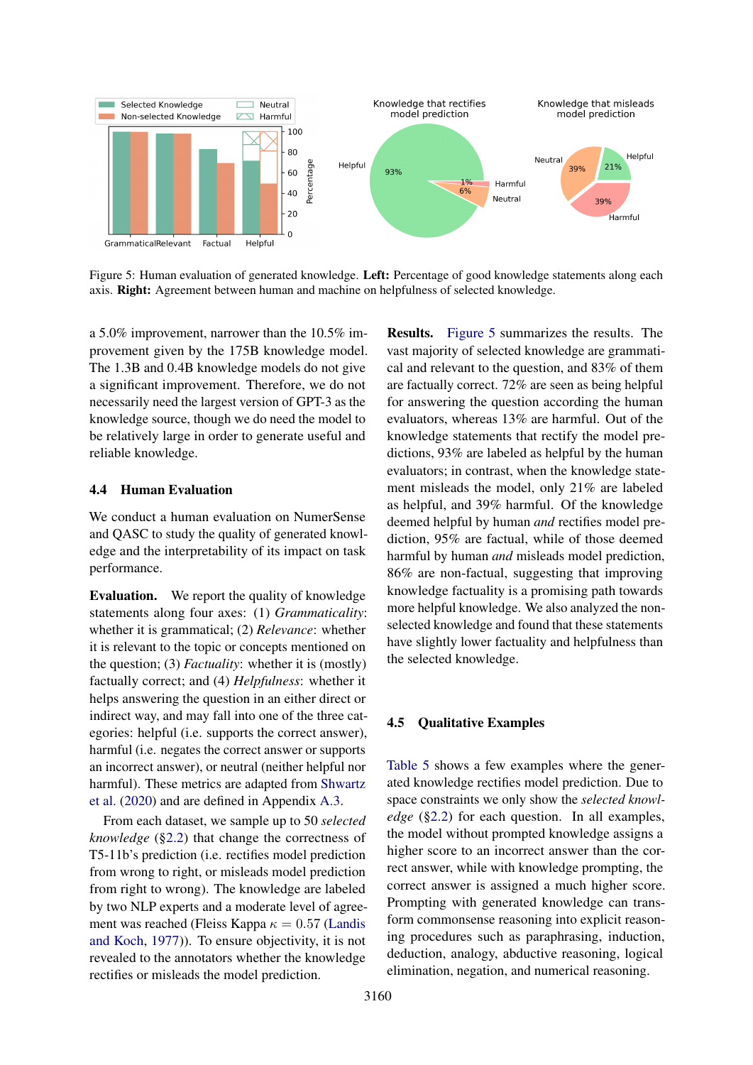Figure 5: Human evaluation of generated knowledge. **Left:** Percentage of good knowledge statements along each axis. **Right:** Agreement between human and machine on helpfulness of selected knowledge.

a 5.0% improvement, narrower than the 10.5% improvement given by the 175B knowledge model. The 1.3B and 0.4B knowledge models do not give a significant improvement. Therefore, we do not necessarily need the largest version of GPT-3 as the knowledge source, though we do need the model to be relatively large in order to generate useful and reliable knowledge.

### 4.4 Human Evaluation

We conduct a human evaluation on NumerSense and QASC to study the quality of generated knowledge and the interpretability of its impact on task performance.

**Evaluation.** We report the quality of knowledge statements along four axes: (1) *Grammaticality*: whether it is grammatical; (2) *Relevance*: whether it is relevant to the topic or concepts mentioned on the question; (3) *Factuality*: whether it is (mostly) factually correct; and (4) *Helpfulness*: whether it helps answering the question in an either direct or indirect way, and may fall into one of the three categories: helpful (i.e. supports the correct answer), harmful (i.e. negates the correct answer or supports an incorrect answer), or neutral (neither helpful nor harmful). These metrics are adapted from Shwartz et al. (2020) and are defined in Appendix A.3.

From each dataset, we sample up to 50 *selected knowledge* (§2.2) that change the correctness of T5-11b's prediction (i.e. rectifies model prediction from wrong to right, or misleads model prediction from right to wrong). The knowledge are labeled by two NLP experts and a moderate level of agreement was reached (Fleiss Kappa $\kappa = 0.57$ (Landis and Koch, 1977)). To ensure objectivity, it is not revealed to the annotators whether the knowledge rectifies or misleads the model prediction.

**Results.** Figure 5 summarizes the results. The vast majority of selected knowledge are grammatical and relevant to the question, and 83% of them are factually correct. 72% are seen as being helpful for answering the question according the human evaluators, whereas 13% are harmful. Out of the knowledge statements that rectify the model predictions, 93% are labeled as helpful by the human evaluators; in contrast, when the knowledge statement misleads the model, only 21% are labeled as helpful, and 39% harmful. Of the knowledge deemed helpful by human *and* rectifies model prediction, 95% are factual, while of those deemed harmful by human *and* misleads model prediction, 86% are non-factual, suggesting that improving knowledge factuality is a promising path towards more helpful knowledge. We also analyzed the non-selected knowledge and found that these statements have slightly lower factuality and helpfulness than the selected knowledge.

### 4.5 Qualitative Examples

Table 5 shows a few examples where the generated knowledge rectifies model prediction. Due to space constraints we only show the *selected knowledge* (§2.2) for each question. In all examples, the model without prompted knowledge assigns a higher score to an incorrect answer than the correct answer, while with knowledge prompting, the correct answer is assigned a much higher score. Prompting with generated knowledge can transform commonsense reasoning into explicit reasoning procedures such as paraphrasing, induction, deduction, analogy, abductive reasoning, logical elimination, negation, and numerical reasoning.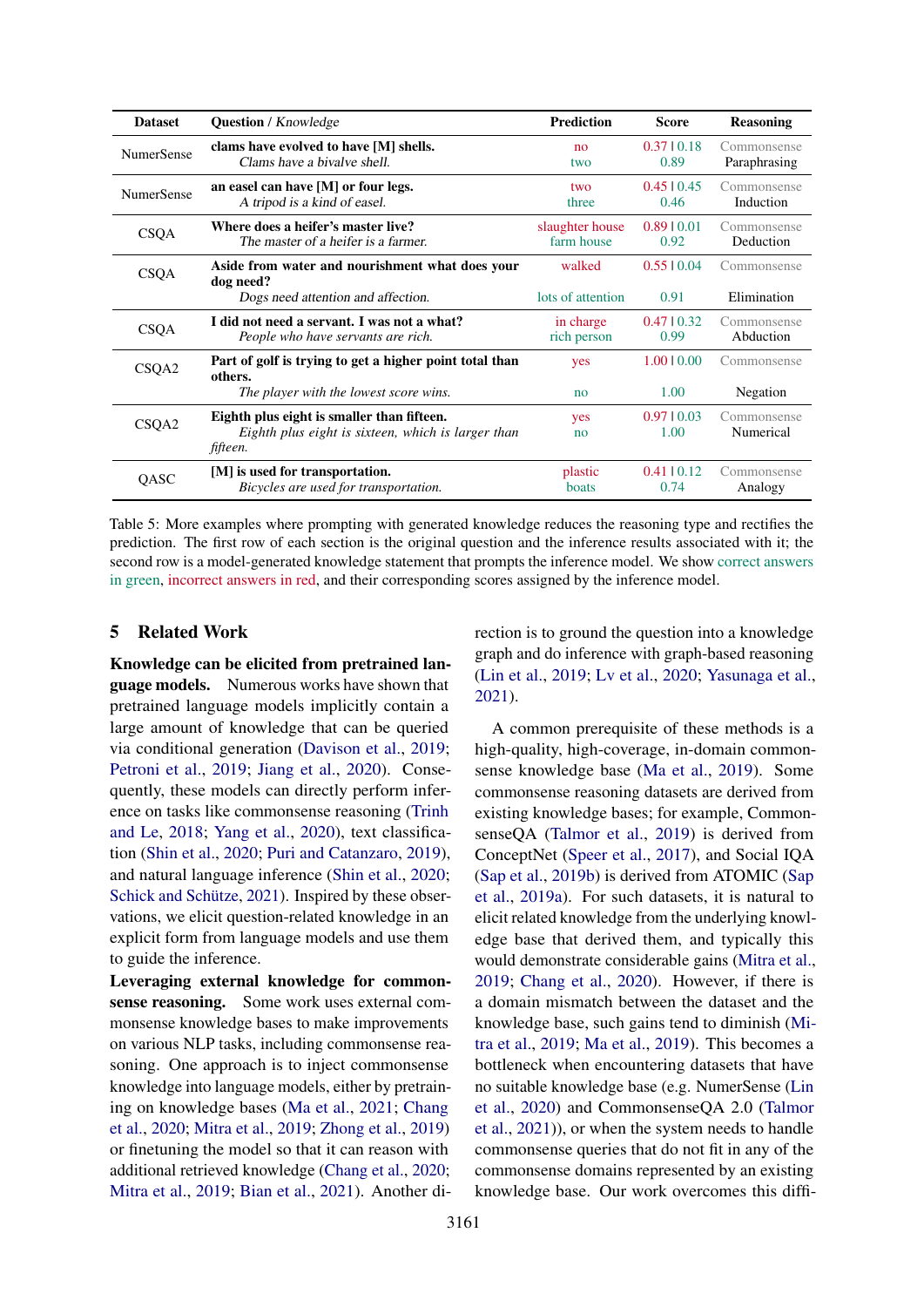| Dataset | Question / *Knowledge* | Prediction | Score | Reasoning |
|---|---|---|---|---|
| NumerSense | **clams have evolved to have [M] shells.** *Clams have a bivalve shell.* | no / two | 0.37 \| 0.18 / 0.89 | Commonsense / Paraphrasing |
| NumerSense | **an easel can have [M] or four legs.** *A tripod is a kind of easel.* | two / three | 0.45 \| 0.45 / 0.46 | Commonsense / Induction |
| CSQA | **Where does a heifer's master live?** *The master of a heifer is a farmer.* | slaughter house / farm house | 0.89 \| 0.01 / 0.92 | Commonsense / Deduction |
| CSQA | **Aside from water and nourishment what does your dog need?** *Dogs need attention and affection.* | walked / lots of attention | 0.55 \| 0.04 / 0.91 | Commonsense / Elimination |
| CSQA | **I did not need a servant. I was not a what?** *People who have servants are rich.* | in charge / rich person | 0.47 \| 0.32 / 0.99 | Commonsense / Abduction |
| CSQA2 | **Part of golf is trying to get a higher point total than others.** *The player with the lowest score wins.* | yes / no | 1.00 \| 0.00 / 1.00 | Commonsense / Negation |
| CSQA2 | **Eighth plus eight is smaller than fifteen.** *Eighth plus eight is sixteen, which is larger than fifteen.* | yes / no | 0.97 \| 0.03 / 1.00 | Commonsense / Numerical |
| QASC | **[M] is used for transportation.** *Bicycles are used for transportation.* | plastic / boats | 0.41 \| 0.12 / 0.74 | Commonsense / Analogy |

Table 5: More examples where prompting with generated knowledge reduces the reasoning type and rectifies the prediction. The first row of each section is the original question and the inference results associated with it; the second row is a model-generated knowledge statement that prompts the inference model. We show correct answers in green, incorrect answers in red, and their corresponding scores assigned by the inference model.

## 5 Related Work

**Knowledge can be elicited from pretrained language models.** Numerous works have shown that pretrained language models implicitly contain a large amount of knowledge that can be queried via conditional generation (Davison et al., 2019; Petroni et al., 2019; Jiang et al., 2020). Consequently, these models can directly perform inference on tasks like commonsense reasoning (Trinh and Le, 2018; Yang et al., 2020), text classification (Shin et al., 2020; Puri and Catanzaro, 2019), and natural language inference (Shin et al., 2020; Schick and Schütze, 2021). Inspired by these observations, we elicit question-related knowledge in an explicit form from language models and use them to guide the inference.

**Leveraging external knowledge for commonsense reasoning.** Some work uses external commonsense knowledge bases to make improvements on various NLP tasks, including commonsense reasoning. One approach is to inject commonsense knowledge into language models, either by pretraining on knowledge bases (Ma et al., 2021; Chang et al., 2020; Mitra et al., 2019; Zhong et al., 2019) or finetuning the model so that it can reason with additional retrieved knowledge (Chang et al., 2020; Mitra et al., 2019; Bian et al., 2021). Another direction is to ground the question into a knowledge graph and do inference with graph-based reasoning (Lin et al., 2019; Lv et al., 2020; Yasunaga et al., 2021).

A common prerequisite of these methods is a high-quality, high-coverage, in-domain commonsense knowledge base (Ma et al., 2019). Some commonsense reasoning datasets are derived from existing knowledge bases; for example, CommonsenseQA (Talmor et al., 2019) is derived from ConceptNet (Speer et al., 2017), and Social IQA (Sap et al., 2019b) is derived from ATOMIC (Sap et al., 2019a). For such datasets, it is natural to elicit related knowledge from the underlying knowledge base that derived them, and typically this would demonstrate considerable gains (Mitra et al., 2019; Chang et al., 2020). However, if there is a domain mismatch between the dataset and the knowledge base, such gains tend to diminish (Mitra et al., 2019; Ma et al., 2019). This becomes a bottleneck when encountering datasets that have no suitable knowledge base (e.g. NumerSense (Lin et al., 2020) and CommonsenseQA 2.0 (Talmor et al., 2021)), or when the system needs to handle commonsense queries that do not fit in any of the commonsense domains represented by an existing knowledge base. Our work overcomes this diffi-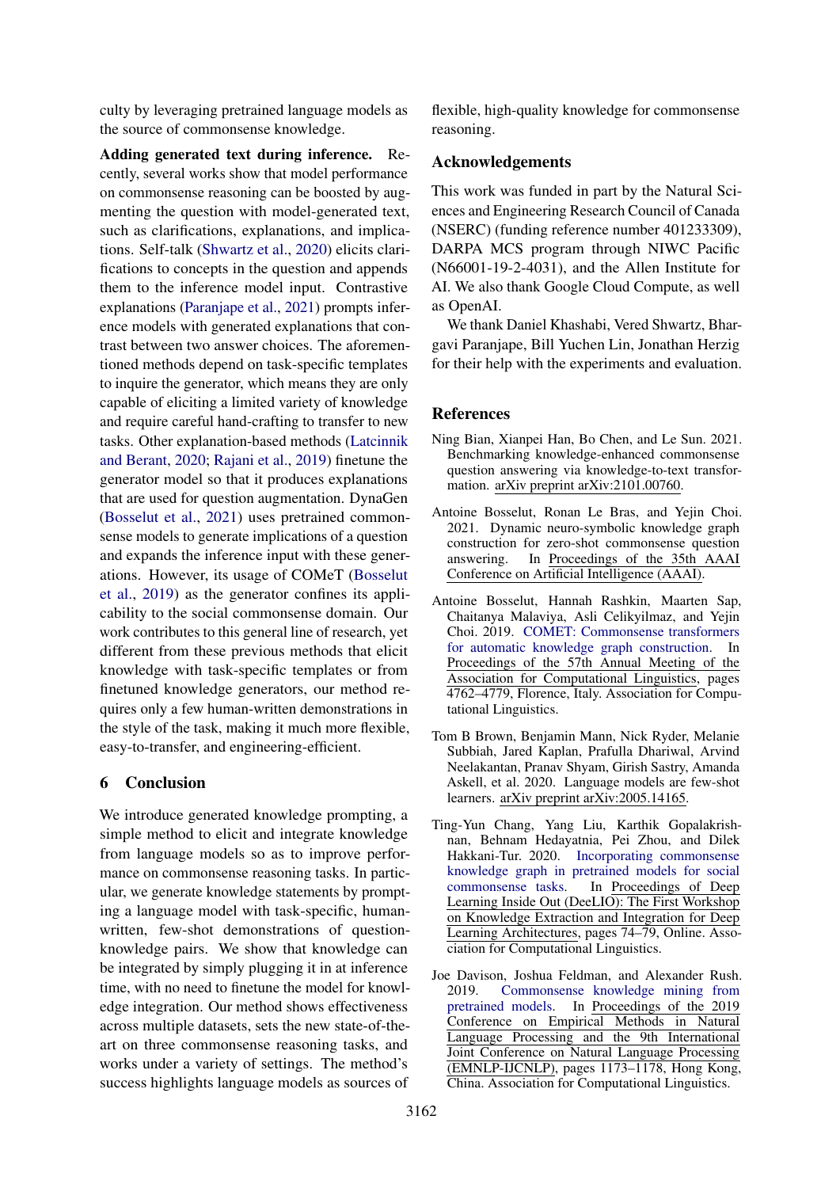culty by leveraging pretrained language models as the source of commonsense knowledge.

**Adding generated text during inference.** Recently, several works show that model performance on commonsense reasoning can be boosted by augmenting the question with model-generated text, such as clarifications, explanations, and implications. Self-talk (Shwartz et al., 2020) elicits clarifications to concepts in the question and appends them to the inference model input. Contrastive explanations (Paranjape et al., 2021) prompts inference models with generated explanations that contrast between two answer choices. The aforementioned methods depend on task-specific templates to inquire the generator, which means they are only capable of eliciting a limited variety of knowledge and require careful hand-crafting to transfer to new tasks. Other explanation-based methods (Latcinnik and Berant, 2020; Rajani et al., 2019) finetune the generator model so that it produces explanations that are used for question augmentation. DynaGen (Bosselut et al., 2021) uses pretrained commonsense models to generate implications of a question and expands the inference input with these generations. However, its usage of COMeT (Bosselut et al., 2019) as the generator confines its applicability to the social commonsense domain. Our work contributes to this general line of research, yet different from these previous methods that elicit knowledge with task-specific templates or from finetuned knowledge generators, our method requires only a few human-written demonstrations in the style of the task, making it much more flexible, easy-to-transfer, and engineering-efficient.

## 6 Conclusion

We introduce generated knowledge prompting, a simple method to elicit and integrate knowledge from language models so as to improve performance on commonsense reasoning tasks. In particular, we generate knowledge statements by prompting a language model with task-specific, human-written, few-shot demonstrations of question-knowledge pairs. We show that knowledge can be integrated by simply plugging it in at inference time, with no need to finetune the model for knowledge integration. Our method shows effectiveness across multiple datasets, sets the new state-of-the-art on three commonsense reasoning tasks, and works under a variety of settings. The method's success highlights language models as sources of flexible, high-quality knowledge for commonsense reasoning.

## Acknowledgements

This work was funded in part by the Natural Sciences and Engineering Research Council of Canada (NSERC) (funding reference number 401233309), DARPA MCS program through NIWC Pacific (N66001-19-2-4031), and the Allen Institute for AI. We also thank Google Cloud Compute, as well as OpenAI.

We thank Daniel Khashabi, Vered Shwartz, Bhargavi Paranjape, Bill Yuchen Lin, Jonathan Herzig for their help with the experiments and evaluation.

## References

Ning Bian, Xianpei Han, Bo Chen, and Le Sun. 2021. Benchmarking knowledge-enhanced commonsense question answering via knowledge-to-text transformation. arXiv preprint arXiv:2101.00760.

Antoine Bosselut, Ronan Le Bras, and Yejin Choi. 2021. Dynamic neuro-symbolic knowledge graph construction for zero-shot commonsense question answering. In Proceedings of the 35th AAAI Conference on Artificial Intelligence (AAAI).

Antoine Bosselut, Hannah Rashkin, Maarten Sap, Chaitanya Malaviya, Asli Celikyilmaz, and Yejin Choi. 2019. COMET: Commonsense transformers for automatic knowledge graph construction. In Proceedings of the 57th Annual Meeting of the Association for Computational Linguistics, pages 4762–4779, Florence, Italy. Association for Computational Linguistics.

Tom B Brown, Benjamin Mann, Nick Ryder, Melanie Subbiah, Jared Kaplan, Prafulla Dhariwal, Arvind Neelakantan, Pranav Shyam, Girish Sastry, Amanda Askell, et al. 2020. Language models are few-shot learners. arXiv preprint arXiv:2005.14165.

Ting-Yun Chang, Yang Liu, Karthik Gopalakrishnan, Behnam Hedayatnia, Pei Zhou, and Dilek Hakkani-Tur. 2020. Incorporating commonsense knowledge graph in pretrained models for social commonsense tasks. In Proceedings of Deep Learning Inside Out (DeeLIO): The First Workshop on Knowledge Extraction and Integration for Deep Learning Architectures, pages 74–79, Online. Association for Computational Linguistics.

Joe Davison, Joshua Feldman, and Alexander Rush. 2019. Commonsense knowledge mining from pretrained models. In Proceedings of the 2019 Conference on Empirical Methods in Natural Language Processing and the 9th International Joint Conference on Natural Language Processing (EMNLP-IJCNLP), pages 1173–1178, Hong Kong, China. Association for Computational Linguistics.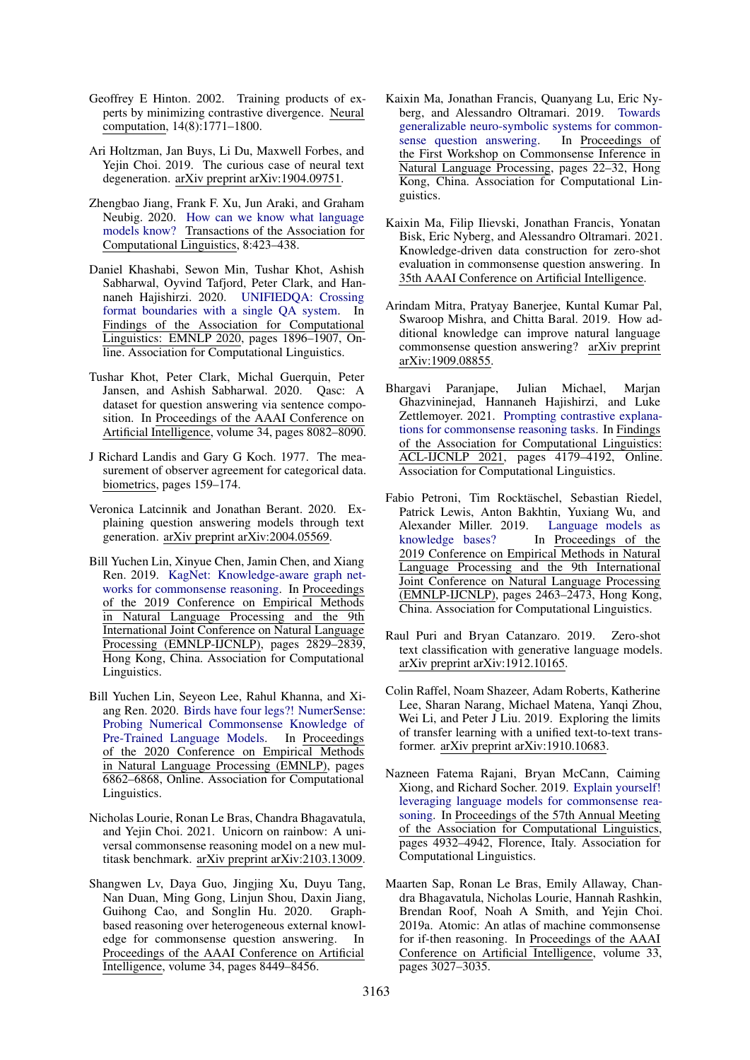Geoffrey E Hinton. 2002. Training products of experts by minimizing contrastive divergence. Neural computation, 14(8):1771–1800.

Ari Holtzman, Jan Buys, Li Du, Maxwell Forbes, and Yejin Choi. 2019. The curious case of neural text degeneration. arXiv preprint arXiv:1904.09751.

Zhengbao Jiang, Frank F. Xu, Jun Araki, and Graham Neubig. 2020. How can we know what language models know? Transactions of the Association for Computational Linguistics, 8:423–438.

Daniel Khashabi, Sewon Min, Tushar Khot, Ashish Sabharwal, Oyvind Tafjord, Peter Clark, and Hannaneh Hajishirzi. 2020. UNIFIEDQA: Crossing format boundaries with a single QA system. In Findings of the Association for Computational Linguistics: EMNLP 2020, pages 1896–1907, Online. Association for Computational Linguistics.

Tushar Khot, Peter Clark, Michal Guerquin, Peter Jansen, and Ashish Sabharwal. 2020. Qasc: A dataset for question answering via sentence composition. In Proceedings of the AAAI Conference on Artificial Intelligence, volume 34, pages 8082–8090.

J Richard Landis and Gary G Koch. 1977. The measurement of observer agreement for categorical data. biometrics, pages 159–174.

Veronica Latcinnik and Jonathan Berant. 2020. Explaining question answering models through text generation. arXiv preprint arXiv:2004.05569.

Bill Yuchen Lin, Xinyue Chen, Jamin Chen, and Xiang Ren. 2019. KagNet: Knowledge-aware graph networks for commonsense reasoning. In Proceedings of the 2019 Conference on Empirical Methods in Natural Language Processing and the 9th International Joint Conference on Natural Language Processing (EMNLP-IJCNLP), pages 2829–2839, Hong Kong, China. Association for Computational Linguistics.

Bill Yuchen Lin, Seyeon Lee, Rahul Khanna, and Xiang Ren. 2020. Birds have four legs?! NumerSense: Probing Numerical Commonsense Knowledge of Pre-Trained Language Models. In Proceedings of the 2020 Conference on Empirical Methods in Natural Language Processing (EMNLP), pages 6862–6868, Online. Association for Computational Linguistics.

Nicholas Lourie, Ronan Le Bras, Chandra Bhagavatula, and Yejin Choi. 2021. Unicorn on rainbow: A universal commonsense reasoning model on a new multitask benchmark. arXiv preprint arXiv:2103.13009.

Shangwen Lv, Daya Guo, Jingjing Xu, Duyu Tang, Nan Duan, Ming Gong, Linjun Shou, Daxin Jiang, Guihong Cao, and Songlin Hu. 2020. Graph-based reasoning over heterogeneous external knowledge for commonsense question answering. In Proceedings of the AAAI Conference on Artificial Intelligence, volume 34, pages 8449–8456.

Kaixin Ma, Jonathan Francis, Quanyang Lu, Eric Nyberg, and Alessandro Oltramari. 2019. Towards generalizable neuro-symbolic systems for commonsense question answering. In Proceedings of the First Workshop on Commonsense Inference in Natural Language Processing, pages 22–32, Hong Kong, China. Association for Computational Linguistics.

Kaixin Ma, Filip Ilievski, Jonathan Francis, Yonatan Bisk, Eric Nyberg, and Alessandro Oltramari. 2021. Knowledge-driven data construction for zero-shot evaluation in commonsense question answering. In 35th AAAI Conference on Artificial Intelligence.

Arindam Mitra, Pratyay Banerjee, Kuntal Kumar Pal, Swaroop Mishra, and Chitta Baral. 2019. How additional knowledge can improve natural language commonsense question answering? arXiv preprint arXiv:1909.08855.

Bhargavi Paranjape, Julian Michael, Marjan Ghazvininejad, Hannaneh Hajishirzi, and Luke Zettlemoyer. 2021. Prompting contrastive explanations for commonsense reasoning tasks. In Findings of the Association for Computational Linguistics: ACL-IJCNLP 2021, pages 4179–4192, Online. Association for Computational Linguistics.

Fabio Petroni, Tim Rocktäschel, Sebastian Riedel, Patrick Lewis, Anton Bakhtin, Yuxiang Wu, and Alexander Miller. 2019. Language models as knowledge bases? In Proceedings of the 2019 Conference on Empirical Methods in Natural Language Processing and the 9th International Joint Conference on Natural Language Processing (EMNLP-IJCNLP), pages 2463–2473, Hong Kong, China. Association for Computational Linguistics.

Raul Puri and Bryan Catanzaro. 2019. Zero-shot text classification with generative language models. arXiv preprint arXiv:1912.10165.

Colin Raffel, Noam Shazeer, Adam Roberts, Katherine Lee, Sharan Narang, Michael Matena, Yanqi Zhou, Wei Li, and Peter J Liu. 2019. Exploring the limits of transfer learning with a unified text-to-text transformer. arXiv preprint arXiv:1910.10683.

Nazneen Fatema Rajani, Bryan McCann, Caiming Xiong, and Richard Socher. 2019. Explain yourself! leveraging language models for commonsense reasoning. In Proceedings of the 57th Annual Meeting of the Association for Computational Linguistics, pages 4932–4942, Florence, Italy. Association for Computational Linguistics.

Maarten Sap, Ronan Le Bras, Emily Allaway, Chandra Bhagavatula, Nicholas Lourie, Hannah Rashkin, Brendan Roof, Noah A Smith, and Yejin Choi. 2019a. Atomic: An atlas of machine commonsense for if-then reasoning. In Proceedings of the AAAI Conference on Artificial Intelligence, volume 33, pages 3027–3035.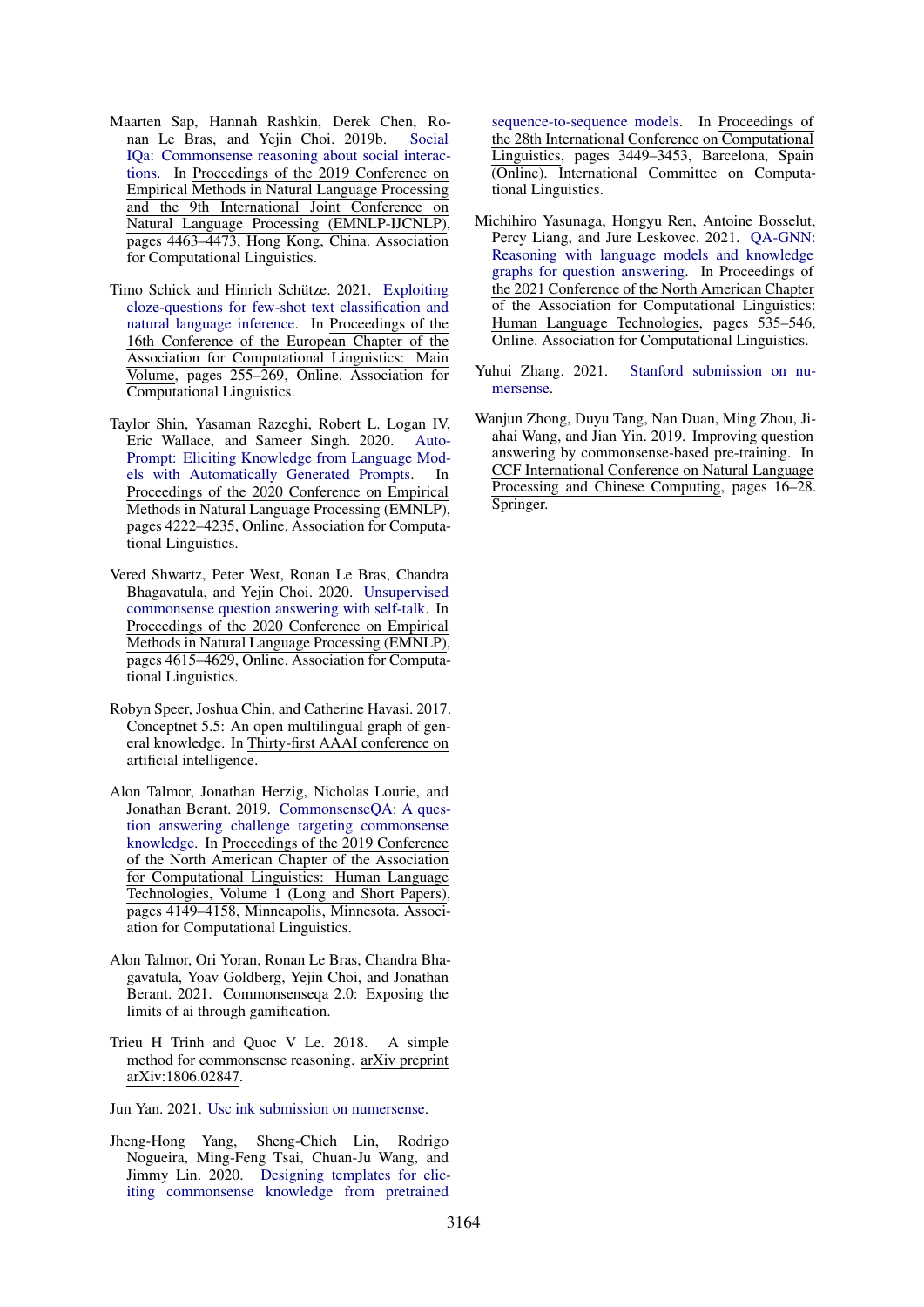Maarten Sap, Hannah Rashkin, Derek Chen, Ronan Le Bras, and Yejin Choi. 2019b. Social IQa: Commonsense reasoning about social interactions. In Proceedings of the 2019 Conference on Empirical Methods in Natural Language Processing and the 9th International Joint Conference on Natural Language Processing (EMNLP-IJCNLP), pages 4463–4473, Hong Kong, China. Association for Computational Linguistics.

Timo Schick and Hinrich Schütze. 2021. Exploiting cloze-questions for few-shot text classification and natural language inference. In Proceedings of the 16th Conference of the European Chapter of the Association for Computational Linguistics: Main Volume, pages 255–269, Online. Association for Computational Linguistics.

Taylor Shin, Yasaman Razeghi, Robert L. Logan IV, Eric Wallace, and Sameer Singh. 2020. AutoPrompt: Eliciting Knowledge from Language Models with Automatically Generated Prompts. In Proceedings of the 2020 Conference on Empirical Methods in Natural Language Processing (EMNLP), pages 4222–4235, Online. Association for Computational Linguistics.

Vered Shwartz, Peter West, Ronan Le Bras, Chandra Bhagavatula, and Yejin Choi. 2020. Unsupervised commonsense question answering with self-talk. In Proceedings of the 2020 Conference on Empirical Methods in Natural Language Processing (EMNLP), pages 4615–4629, Online. Association for Computational Linguistics.

Robyn Speer, Joshua Chin, and Catherine Havasi. 2017. Conceptnet 5.5: An open multilingual graph of general knowledge. In Thirty-first AAAI conference on artificial intelligence.

Alon Talmor, Jonathan Herzig, Nicholas Lourie, and Jonathan Berant. 2019. CommonsenseQA: A question answering challenge targeting commonsense knowledge. In Proceedings of the 2019 Conference of the North American Chapter of the Association for Computational Linguistics: Human Language Technologies, Volume 1 (Long and Short Papers), pages 4149–4158, Minneapolis, Minnesota. Association for Computational Linguistics.

Alon Talmor, Ori Yoran, Ronan Le Bras, Chandra Bhagavatula, Yoav Goldberg, Yejin Choi, and Jonathan Berant. 2021. Commonsenseqa 2.0: Exposing the limits of ai through gamification.

Trieu H Trinh and Quoc V Le. 2018. A simple method for commonsense reasoning. arXiv preprint arXiv:1806.02847.

Jun Yan. 2021. Usc ink submission on numersense.

Jheng-Hong Yang, Sheng-Chieh Lin, Rodrigo Nogueira, Ming-Feng Tsai, Chuan-Ju Wang, and Jimmy Lin. 2020. Designing templates for eliciting commonsense knowledge from pretrained sequence-to-sequence models. In Proceedings of the 28th International Conference on Computational Linguistics, pages 3449–3453, Barcelona, Spain (Online). International Committee on Computational Linguistics.

Michihiro Yasunaga, Hongyu Ren, Antoine Bosselut, Percy Liang, and Jure Leskovec. 2021. QA-GNN: Reasoning with language models and knowledge graphs for question answering. In Proceedings of the 2021 Conference of the North American Chapter of the Association for Computational Linguistics: Human Language Technologies, pages 535–546, Online. Association for Computational Linguistics.

Yuhui Zhang. 2021. Stanford submission on numersense.

Wanjun Zhong, Duyu Tang, Nan Duan, Ming Zhou, Jiahai Wang, and Jian Yin. 2019. Improving question answering by commonsense-based pre-training. In CCF International Conference on Natural Language Processing and Chinese Computing, pages 16–28. Springer.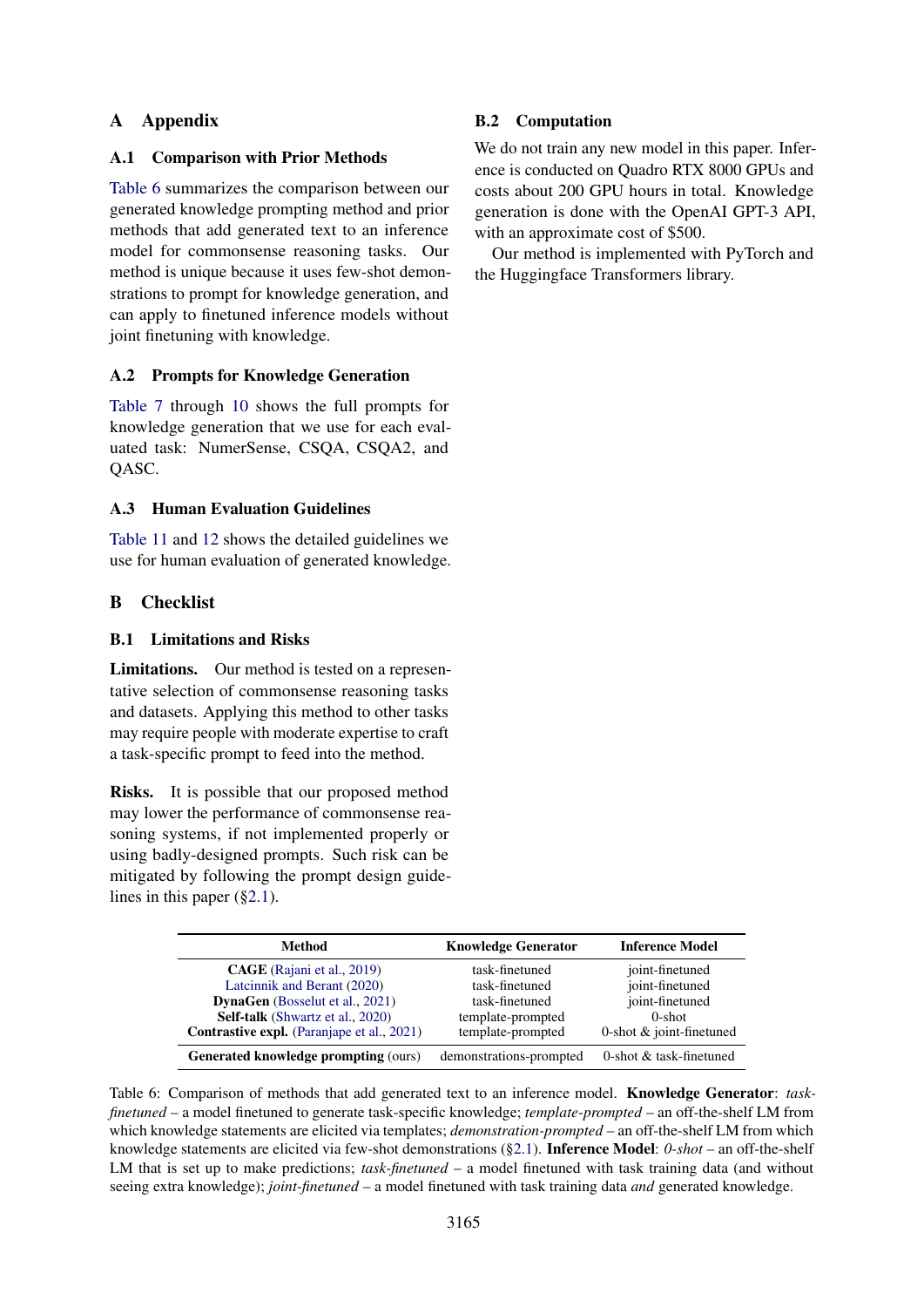# A Appendix

## A.1 Comparison with Prior Methods

Table 6 summarizes the comparison between our generated knowledge prompting method and prior methods that add generated text to an inference model for commonsense reasoning tasks. Our method is unique because it uses few-shot demonstrations to prompt for knowledge generation, and can apply to finetuned inference models without joint finetuning with knowledge.

## A.2 Prompts for Knowledge Generation

Table 7 through 10 shows the full prompts for knowledge generation that we use for each evaluated task: NumerSense, CSQA, CSQA2, and QASC.

## A.3 Human Evaluation Guidelines

Table 11 and 12 shows the detailed guidelines we use for human evaluation of generated knowledge.

# B Checklist

## B.1 Limitations and Risks

**Limitations.** Our method is tested on a representative selection of commonsense reasoning tasks and datasets. Applying this method to other tasks may require people with moderate expertise to craft a task-specific prompt to feed into the method.

**Risks.** It is possible that our proposed method may lower the performance of commonsense reasoning systems, if not implemented properly or using badly-designed prompts. Such risk can be mitigated by following the prompt design guidelines in this paper (§2.1).

## B.2 Computation

We do not train any new model in this paper. Inference is conducted on Quadro RTX 8000 GPUs and costs about 200 GPU hours in total. Knowledge generation is done with the OpenAI GPT-3 API, with an approximate cost of $500.

Our method is implemented with PyTorch and the Huggingface Transformers library.

| Method | Knowledge Generator | Inference Model |
|---|---|---|
| **CAGE** (Rajani et al., 2019) | task-finetuned | joint-finetuned |
| Latcinnik and Berant (2020) | task-finetuned | joint-finetuned |
| **DynaGen** (Bosselut et al., 2021) | task-finetuned | joint-finetuned |
| **Self-talk** (Shwartz et al., 2020) | template-prompted | 0-shot |
| **Contrastive expl.** (Paranjape et al., 2021) | template-prompted | 0-shot & joint-finetuned |
| **Generated knowledge prompting** (ours) | demonstrations-prompted | 0-shot & task-finetuned |

Table 6: Comparison of methods that add generated text to an inference model. **Knowledge Generator**: *task-finetuned* – a model finetuned to generate task-specific knowledge; *template-prompted* – an off-the-shelf LM from which knowledge statements are elicited via templates; *demonstration-prompted* – an off-the-shelf LM from which knowledge statements are elicited via few-shot demonstrations (§2.1). **Inference Model**: *0-shot* – an off-the-shelf LM that is set up to make predictions; *task-finetuned* – a model finetuned with task training data (and without seeing extra knowledge); *joint-finetuned* – a model finetuned with task training data *and* generated knowledge.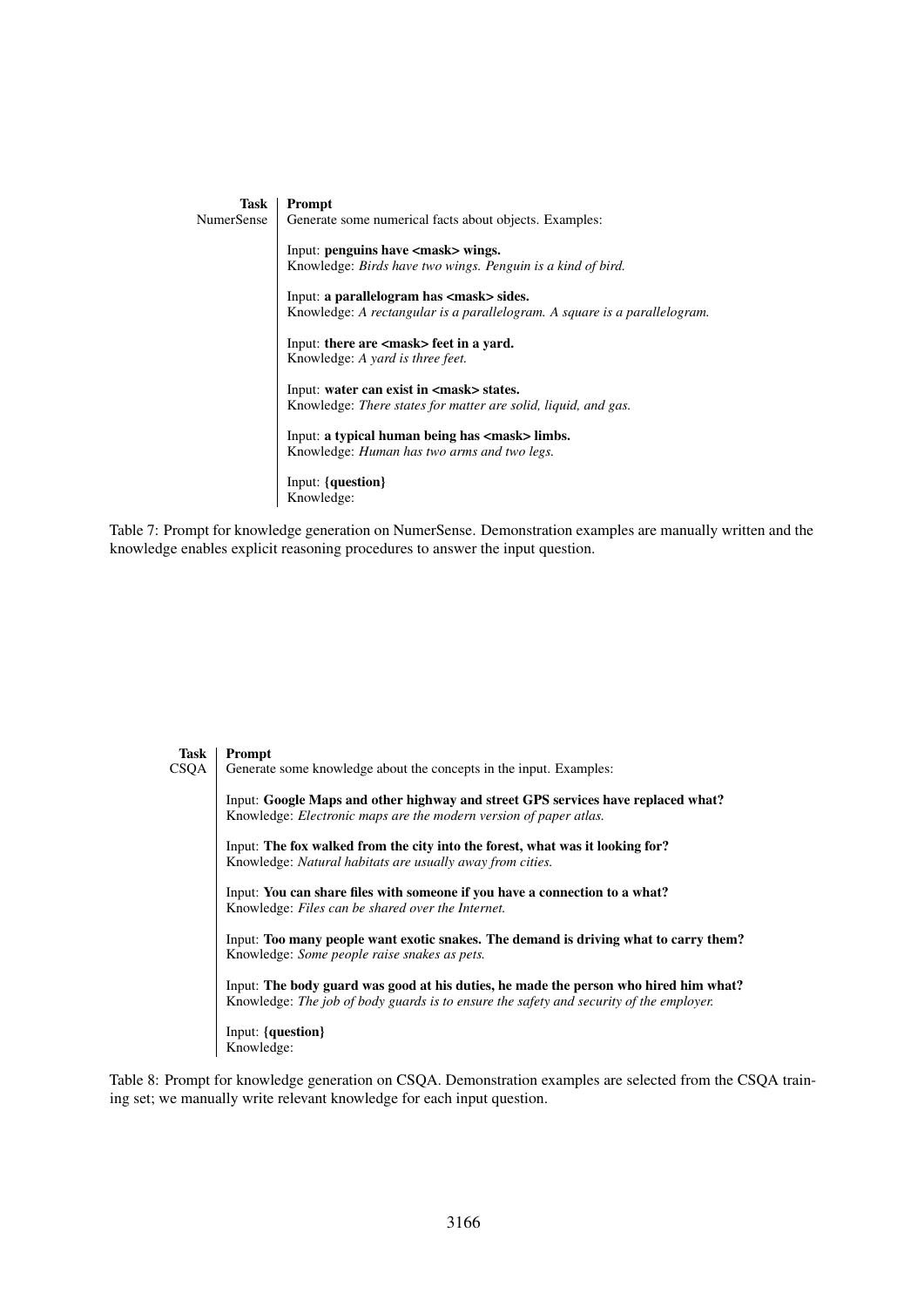| Task | Prompt |
| --- | --- |
| NumerSense | Generate some numerical facts about objects. Examples:<br><br>Input: **penguins have <mask> wings.**<br>Knowledge: *Birds have two wings. Penguin is a kind of bird.*<br><br>Input: **a parallelogram has <mask> sides.**<br>Knowledge: *A rectangular is a parallelogram. A square is a parallelogram.*<br><br>Input: **there are <mask> feet in a yard.**<br>Knowledge: *A yard is three feet.*<br><br>Input: **water can exist in <mask> states.**<br>Knowledge: *There states for matter are solid, liquid, and gas.*<br><br>Input: **a typical human being has <mask> limbs.**<br>Knowledge: *Human has two arms and two legs.*<br><br>Input: **{question}**<br>Knowledge: |

Table 7: Prompt for knowledge generation on NumerSense. Demonstration examples are manually written and the knowledge enables explicit reasoning procedures to answer the input question.

| Task | Prompt |
| --- | --- |
| CSQA | Generate some knowledge about the concepts in the input. Examples:<br><br>Input: **Google Maps and other highway and street GPS services have replaced what?**<br>Knowledge: *Electronic maps are the modern version of paper atlas.*<br><br>Input: **The fox walked from the city into the forest, what was it looking for?**<br>Knowledge: *Natural habitats are usually away from cities.*<br><br>Input: **You can share files with someone if you have a connection to a what?**<br>Knowledge: *Files can be shared over the Internet.*<br><br>Input: **Too many people want exotic snakes. The demand is driving what to carry them?**<br>Knowledge: *Some people raise snakes as pets.*<br><br>Input: **The body guard was good at his duties, he made the person who hired him what?**<br>Knowledge: *The job of body guards is to ensure the safety and security of the employer.*<br><br>Input: **{question}**<br>Knowledge: |

Table 8: Prompt for knowledge generation on CSQA. Demonstration examples are selected from the CSQA training set; we manually write relevant knowledge for each input question.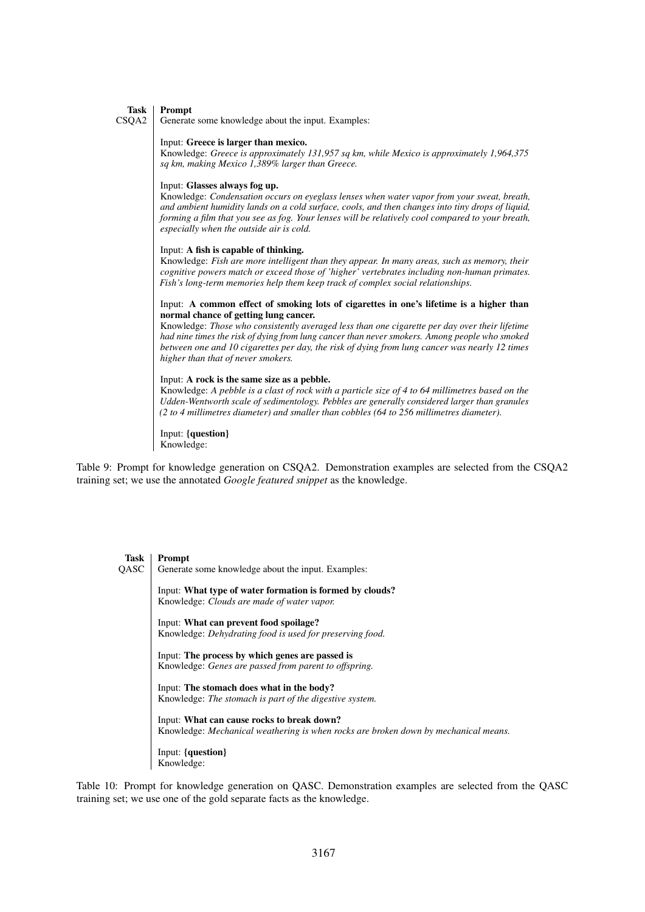| Task | Prompt |
|---|---|
| CSQA2 | Generate some knowledge about the input. Examples:<br><br>Input: **Greece is larger than mexico.**<br>Knowledge: *Greece is approximately 131,957 sq km, while Mexico is approximately 1,964,375 sq km, making Mexico 1,389% larger than Greece.*<br><br>Input: **Glasses always fog up.**<br>Knowledge: *Condensation occurs on eyeglass lenses when water vapor from your sweat, breath, and ambient humidity lands on a cold surface, cools, and then changes into tiny drops of liquid, forming a film that you see as fog. Your lenses will be relatively cool compared to your breath, especially when the outside air is cold.*<br><br>Input: **A fish is capable of thinking.**<br>Knowledge: *Fish are more intelligent than they appear. In many areas, such as memory, their cognitive powers match or exceed those of 'higher' vertebrates including non-human primates. Fish's long-term memories help them keep track of complex social relationships.*<br><br>Input: **A common effect of smoking lots of cigarettes in one's lifetime is a higher than normal chance of getting lung cancer.**<br>Knowledge: *Those who consistently averaged less than one cigarette per day over their lifetime had nine times the risk of dying from lung cancer than never smokers. Among people who smoked between one and 10 cigarettes per day, the risk of dying from lung cancer was nearly 12 times higher than that of never smokers.*<br><br>Input: **A rock is the same size as a pebble.**<br>Knowledge: *A pebble is a clast of rock with a particle size of 4 to 64 millimetres based on the Udden-Wentworth scale of sedimentology. Pebbles are generally considered larger than granules (2 to 4 millimetres diameter) and smaller than cobbles (64 to 256 millimetres diameter).*<br><br>Input: **{question}**<br>Knowledge: |

Table 9: Prompt for knowledge generation on CSQA2. Demonstration examples are selected from the CSQA2 training set; we use the annotated *Google featured snippet* as the knowledge.

| Task | Prompt |
|---|---|
| QASC | Generate some knowledge about the input. Examples:<br><br>Input: **What type of water formation is formed by clouds?**<br>Knowledge: *Clouds are made of water vapor.*<br><br>Input: **What can prevent food spoilage?**<br>Knowledge: *Dehydrating food is used for preserving food.*<br><br>Input: **The process by which genes are passed is**<br>Knowledge: *Genes are passed from parent to offspring.*<br><br>Input: **The stomach does what in the body?**<br>Knowledge: *The stomach is part of the digestive system.*<br><br>Input: **What can cause rocks to break down?**<br>Knowledge: *Mechanical weathering is when rocks are broken down by mechanical means.*<br><br>Input: **{question}**<br>Knowledge: |

Table 10: Prompt for knowledge generation on QASC. Demonstration examples are selected from the QASC training set; we use one of the gold separate facts as the knowledge.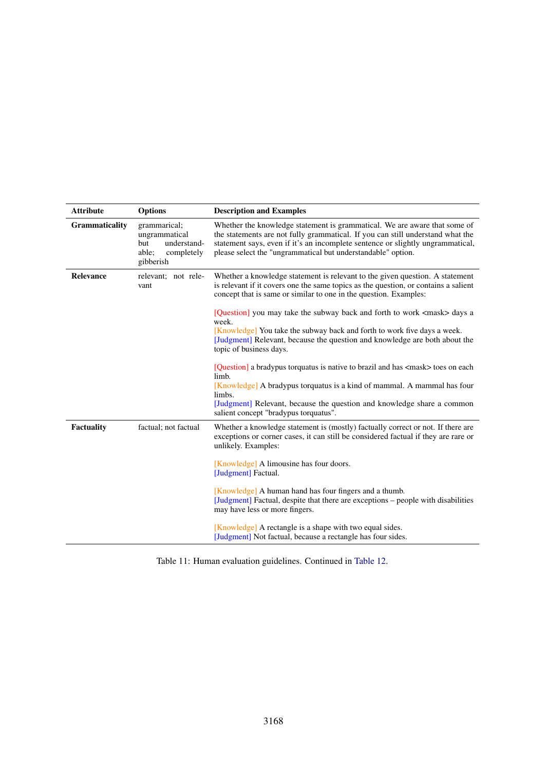| Attribute | Options | Description and Examples |
|---|---|---|
| **Grammaticality** | grammarical; ungrammatical but understandable; completely gibberish | Whether the knowledge statement is grammatical. We are aware that some of the statements are not fully grammatical. If you can still understand what the statement says, even if it's an incomplete sentence or slightly ungrammatical, please select the "ungrammatical but understandable" option. |
| **Relevance** | relevant; not relevant | Whether a knowledge statement is relevant to the given question. A statement is relevant if it covers one the same topics as the question, or contains a salient concept that is same or similar to one in the question. Examples:<br><br>[Question] you may take the subway back and forth to work <mask> days a week.<br>[Knowledge] You take the subway back and forth to work five days a week.<br>[Judgment] Relevant, because the question and knowledge are both about the topic of business days.<br><br>[Question] a bradypus torquatus is native to brazil and has <mask> toes on each limb.<br>[Knowledge] A bradypus torquatus is a kind of mammal. A mammal has four limbs.<br>[Judgment] Relevant, because the question and knowledge share a common salient concept "bradypus torquatus". |
| **Factuality** | factual; not factual | Whether a knowledge statement is (mostly) factually correct or not. If there are exceptions or corner cases, it can still be considered factual if they are rare or unlikely. Examples:<br><br>[Knowledge] A limousine has four doors.<br>[Judgment] Factual.<br><br>[Knowledge] A human hand has four fingers and a thumb.<br>[Judgment] Factual, despite that there are exceptions – people with disabilities may have less or more fingers.<br><br>[Knowledge] A rectangle is a shape with two equal sides.<br>[Judgment] Not factual, because a rectangle has four sides. |

Table 11: Human evaluation guidelines. Continued in Table 12.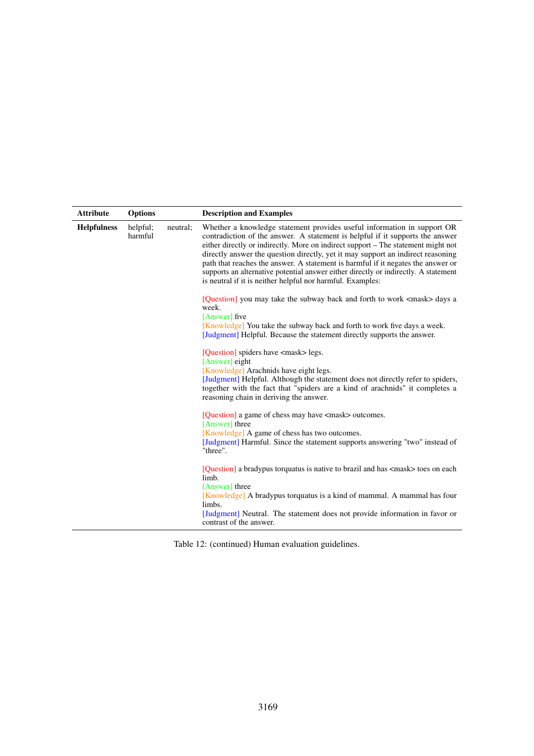| Attribute | Options | Description and Examples |
|---|---|---|
| **Helpfulness** | helpful; neutral; harmful | Whether a knowledge statement provides useful information in support OR contradiction of the answer. A statement is helpful if it supports the answer either directly or indirectly. More on indirect support – The statement might not directly answer the question directly, yet it may support an indirect reasoning path that reaches the answer. A statement is harmful if it negates the answer or supports an alternative potential answer either directly or indirectly. A statement is neutral if it is neither helpful nor harmful. Examples:<br><br>[Question] you may take the subway back and forth to work <mask> days a week.<br>[Answer] five<br>[Knowledge] You take the subway back and forth to work five days a week.<br>[Judgment] Helpful. Because the statement directly supports the answer.<br><br>[Question] spiders have <mask> legs.<br>[Answer] eight<br>[Knowledge] Arachnids have eight legs.<br>[Judgment] Helpful. Although the statement does not directly refer to spiders, together with the fact that "spiders are a kind of arachnids" it completes a reasoning chain in deriving the answer.<br><br>[Question] a game of chess may have <mask> outcomes.<br>[Answer] three<br>[Knowledge] A game of chess has two outcomes.<br>[Judgment] Harmful. Since the statement supports answering "two" instead of "three".<br><br>[Question] a bradypus torquatus is native to brazil and has <mask> toes on each limb.<br>[Answer] three<br>[Knowledge] A bradypus torquatus is a kind of mammal. A mammal has four limbs.<br>[Judgment] Neutral. The statement does not provide information in favor or contrast of the answer. |

Table 12: (continued) Human evaluation guidelines.